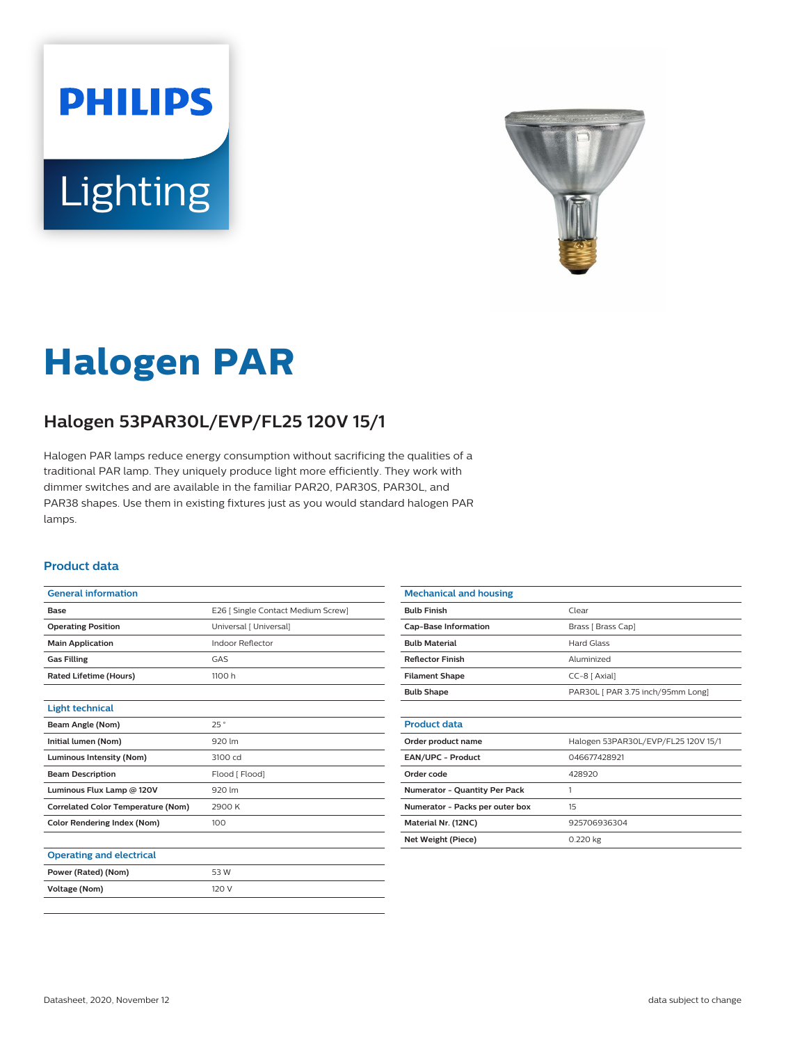PHILIPS

Lighting

# Halogen PAR

## Halogen 53PAR30L/EVP/FL25 120V 15/1

Halogen PAR lamps reduce energy consumption without sacrificing the qualities of a traditional PAR lamp. They uniquely produce light more efficiently. They work with dimmer switches and are available in the familiar PAR20, PAR30S, PAR30L, and PAR38 shapes. Use them in existing fixtures just as you would standard halogen PAR lamps.

### Product data

| General information | |
|---|---|
| Base | E26 [ Single Contact Medium Screw] |
| Operating Position | Universal [ Universal] |
| Main Application | Indoor Reflector |
| Gas Filling | GAS |
| Rated Lifetime (Hours) | 1100 h |

| Light technical | |
|---|---|
| Beam Angle (Nom) | 25 ° |
| Initial lumen (Nom) | 920 lm |
| Luminous Intensity (Nom) | 3100 cd |
| Beam Description | Flood [ Flood] |
| Luminous Flux Lamp @ 120V | 920 lm |
| Correlated Color Temperature (Nom) | 2900 K |
| Color Rendering Index (Nom) | 100 |

| Operating and electrical | |
|---|---|
| Power (Rated) (Nom) | 53 W |
| Voltage (Nom) | 120 V |

| Mechanical and housing | |
|---|---|
| Bulb Finish | Clear |
| Cap-Base Information | Brass [ Brass Cap] |
| Bulb Material | Hard Glass |
| Reflector Finish | Aluminized |
| Filament Shape | CC-8 [ Axial] |
| Bulb Shape | PAR30L [ PAR 3.75 inch/95mm Long] |

| Product data | |
|---|---|
| Order product name | Halogen 53PAR30L/EVP/FL25 120V 15/1 |
| EAN/UPC - Product | 046677428921 |
| Order code | 428920 |
| Numerator - Quantity Per Pack | 1 |
| Numerator - Packs per outer box | 15 |
| Material Nr. (12NC) | 925706936304 |
| Net Weight (Piece) | 0.220 kg |

Datasheet, 2020, November 12 data subject to change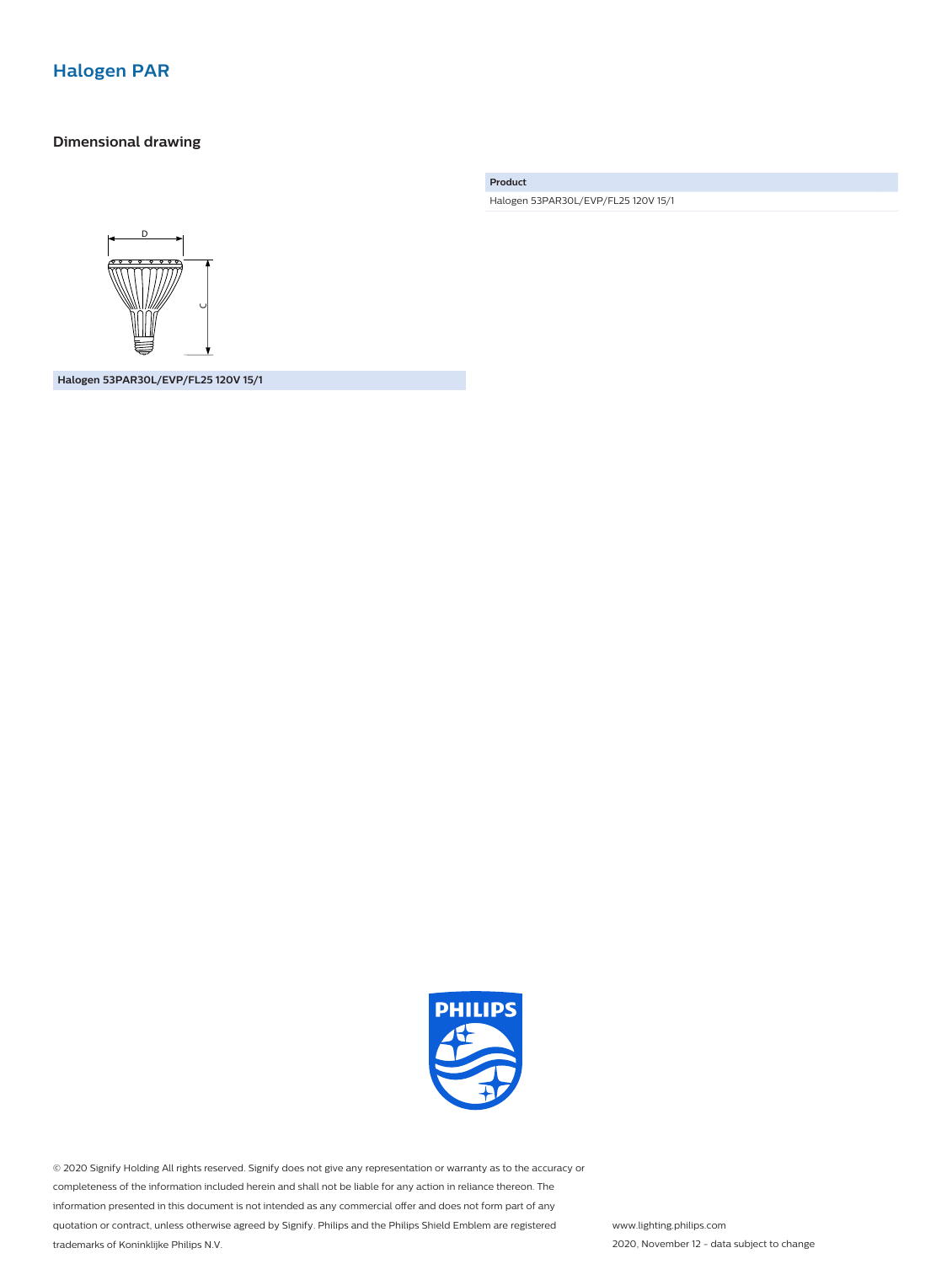## Halogen PAR

### Dimensional drawing

D

C

| Product |
|---|
| Halogen 53PAR30L/EVP/FL25 120V 15/1 |

**Halogen 53PAR30L/EVP/FL25 120V 15/1**

© 2020 Signify Holding All rights reserved. Signify does not give any representation or warranty as to the accuracy or completeness of the information included herein and shall not be liable for any action in reliance thereon. The information presented in this document is not intended as any commercial offer and does not form part of any quotation or contract, unless otherwise agreed by Signify. Philips and the Philips Shield Emblem are registered trademarks of Koninklijke Philips N.V.

www.lighting.philips.com

2020, November 12 - data subject to change